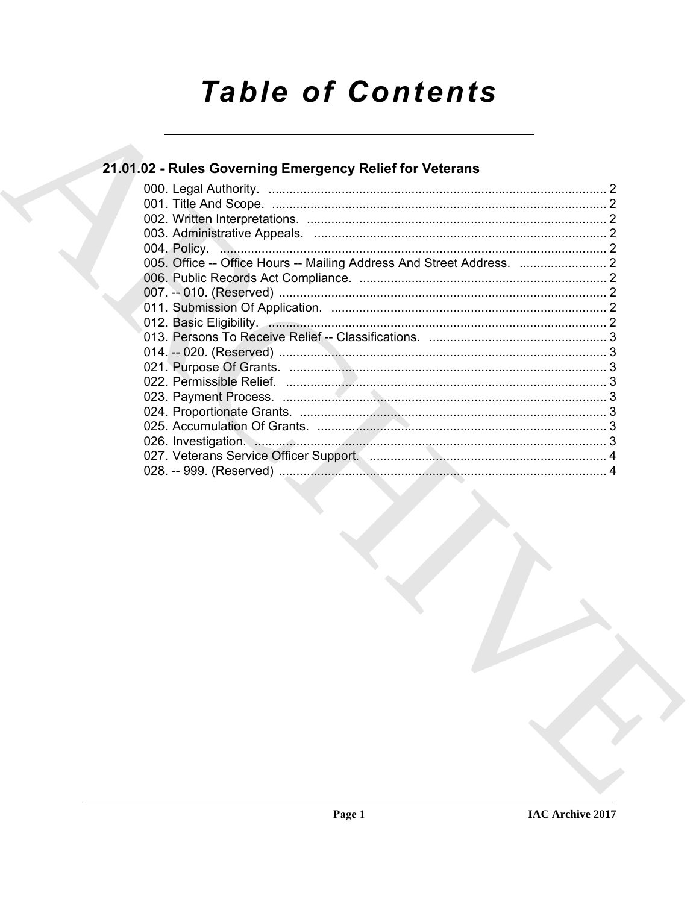# Table of Contents

## 21.01.02 - Rules Governing Emergency Relief for Veterans

000. Legal Authority. ........................................................................................ 2
001. Title And Scope. ........................................................................................ 2
002. Written Interpretations. ........................................................................................ 2
003. Administrative Appeals. ........................................................................................ 2
004. Policy. ........................................................................................ 2
005. Office -- Office Hours -- Mailing Address And Street Address. ......................... 2
006. Public Records Act Compliance. ........................................................................................ 2
007. -- 010. (Reserved) ........................................................................................ 2
011. Submission Of Application. ........................................................................................ 2
012. Basic Eligibility. ........................................................................................ 2
013. Persons To Receive Relief -- Classifications. ........................................................................................ 3
014. -- 020. (Reserved) ........................................................................................ 3
021. Purpose Of Grants. ........................................................................................ 3
022. Permissible Relief. ........................................................................................ 3
023. Payment Process. ........................................................................................ 3
024. Proportionate Grants. ........................................................................................ 3
025. Accumulation Of Grants. ........................................................................................ 3
026. Investigation. ........................................................................................ 3
027. Veterans Service Officer Support. ........................................................................................ 4
028. -- 999. (Reserved) ........................................................................................ 4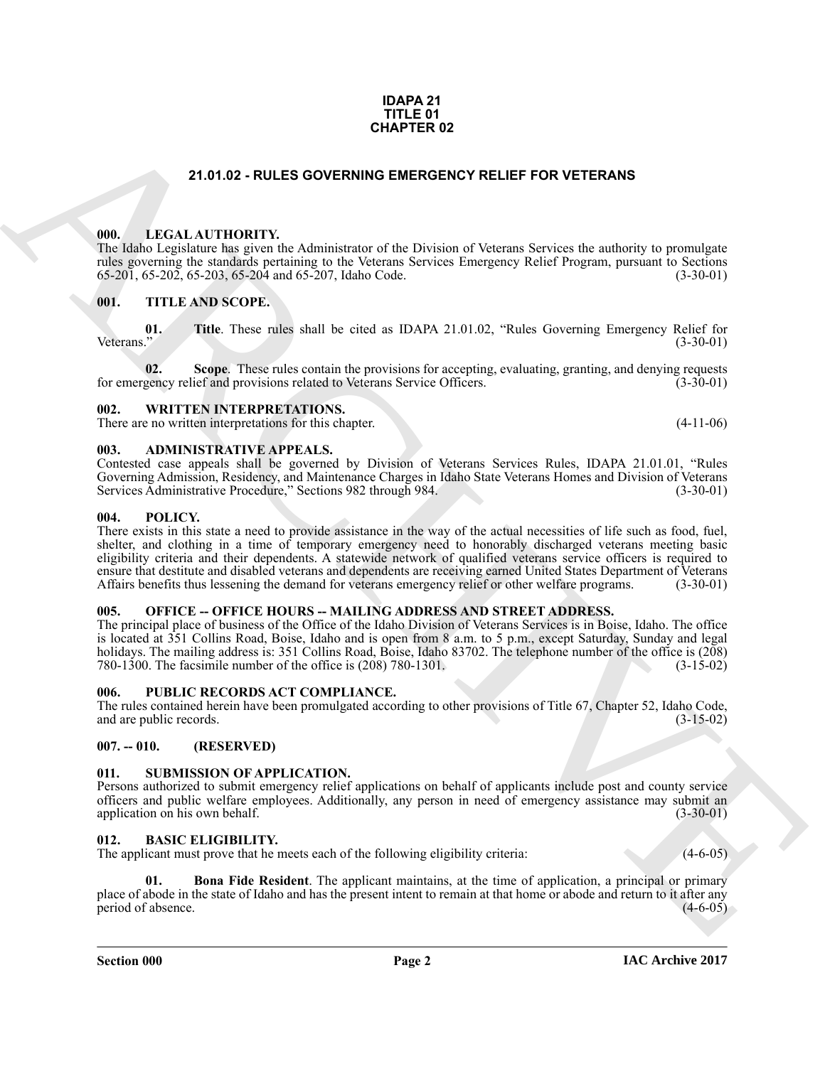**IDAPA 21**
**TITLE 01**
**CHAPTER 02**

# 21.01.02 - RULES GOVERNING EMERGENCY RELIEF FOR VETERANS

## 000. LEGAL AUTHORITY.

The Idaho Legislature has given the Administrator of the Division of Veterans Services the authority to promulgate rules governing the standards pertaining to the Veterans Services Emergency Relief Program, pursuant to Sections 65-201, 65-202, 65-203, 65-204 and 65-207, Idaho Code. (3-30-01)

## 001. TITLE AND SCOPE.

**01. Title**. These rules shall be cited as IDAPA 21.01.02, "Rules Governing Emergency Relief for Veterans." (3-30-01)

**02. Scope**. These rules contain the provisions for accepting, evaluating, granting, and denying requests for emergency relief and provisions related to Veterans Service Officers. (3-30-01)

## 002. WRITTEN INTERPRETATIONS.

There are no written interpretations for this chapter. (4-11-06)

## 003. ADMINISTRATIVE APPEALS.

Contested case appeals shall be governed by Division of Veterans Services Rules, IDAPA 21.01.01, "Rules Governing Admission, Residency, and Maintenance Charges in Idaho State Veterans Homes and Division of Veterans Services Administrative Procedure," Sections 982 through 984. (3-30-01)

## 004. POLICY.

There exists in this state a need to provide assistance in the way of the actual necessities of life such as food, fuel, shelter, and clothing in a time of temporary emergency need to honorably discharged veterans meeting basic eligibility criteria and their dependents. A statewide network of qualified veterans service officers is required to ensure that destitute and disabled veterans and dependents are receiving earned United States Department of Veterans Affairs benefits thus lessening the demand for veterans emergency relief or other welfare programs. (3-30-01)

## 005. OFFICE -- OFFICE HOURS -- MAILING ADDRESS AND STREET ADDRESS.

The principal place of business of the Office of the Idaho Division of Veterans Services is in Boise, Idaho. The office is located at 351 Collins Road, Boise, Idaho and is open from 8 a.m. to 5 p.m., except Saturday, Sunday and legal holidays. The mailing address is: 351 Collins Road, Boise, Idaho 83702. The telephone number of the office is (208) 780-1300. The facsimile number of the office is (208) 780-1301. (3-15-02)

## 006. PUBLIC RECORDS ACT COMPLIANCE.

The rules contained herein have been promulgated according to other provisions of Title 67, Chapter 52, Idaho Code, and are public records. (3-15-02)

## 007. -- 010. (RESERVED)

## 011. SUBMISSION OF APPLICATION.

Persons authorized to submit emergency relief applications on behalf of applicants include post and county service officers and public welfare employees. Additionally, any person in need of emergency assistance may submit an application on his own behalf. (3-30-01)

## 012. BASIC ELIGIBILITY.

The applicant must prove that he meets each of the following eligibility criteria: (4-6-05)

**01. Bona Fide Resident**. The applicant maintains, at the time of application, a principal or primary place of abode in the state of Idaho and has the present intent to remain at that home or abode and return to it after any period of absence. (4-6-05)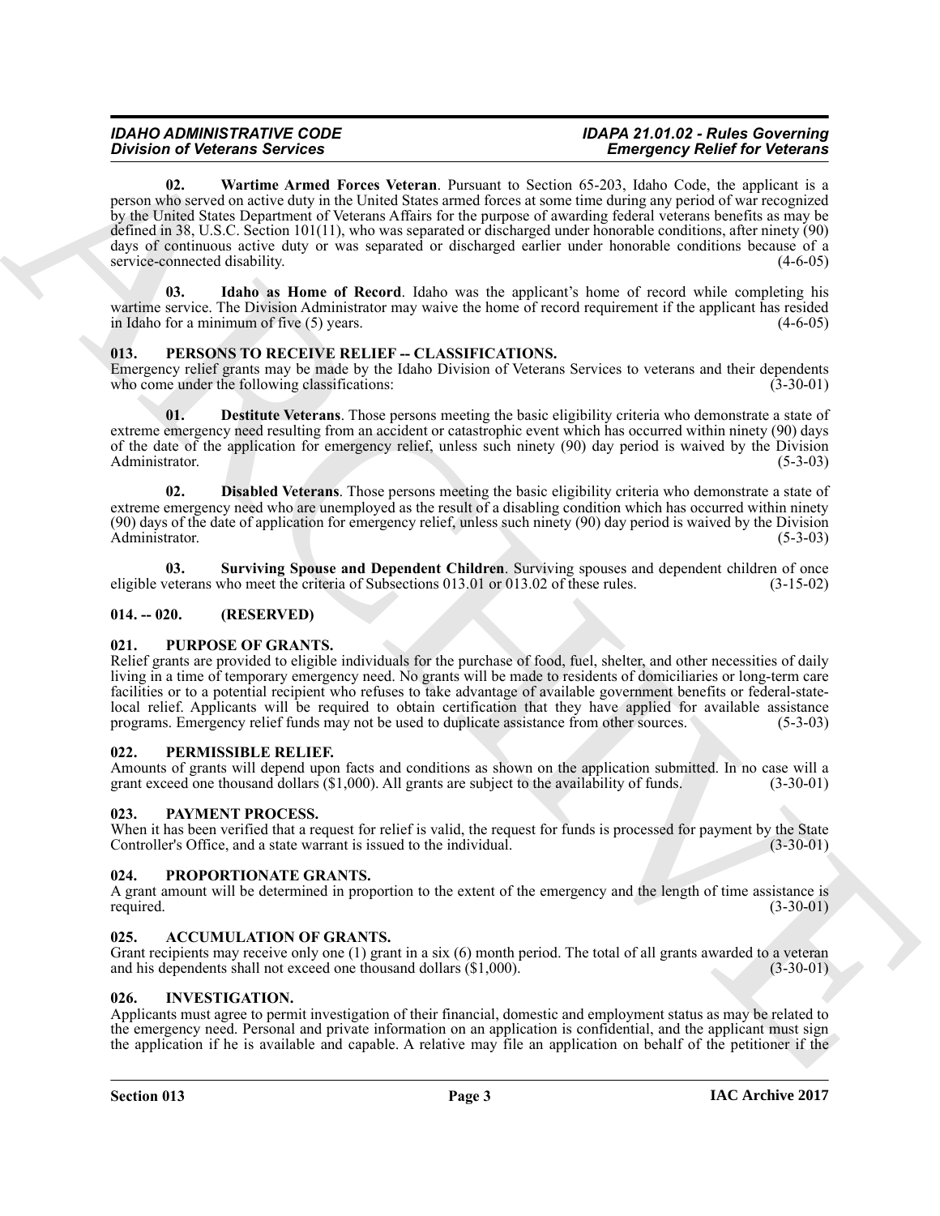**02. Wartime Armed Forces Veteran**. Pursuant to Section 65-203, Idaho Code, the applicant is a person who served on active duty in the United States armed forces at some time during any period of war recognized by the United States Department of Veterans Affairs for the purpose of awarding federal veterans benefits as may be defined in 38, U.S.C. Section 101(11), who was separated or discharged under honorable conditions, after ninety (90) days of continuous active duty or was separated or discharged earlier under honorable conditions because of a service-connected disability. (4-6-05)

**03. Idaho as Home of Record**. Idaho was the applicant's home of record while completing his wartime service. The Division Administrator may waive the home of record requirement if the applicant has resided in Idaho for a minimum of five (5) years. (4-6-05)

## 013. PERSONS TO RECEIVE RELIEF -- CLASSIFICATIONS.

Emergency relief grants may be made by the Idaho Division of Veterans Services to veterans and their dependents who come under the following classifications: (3-30-01)

**01. Destitute Veterans**. Those persons meeting the basic eligibility criteria who demonstrate a state of extreme emergency need resulting from an accident or catastrophic event which has occurred within ninety (90) days of the date of the application for emergency relief, unless such ninety (90) day period is waived by the Division Administrator. (5-3-03)

**02. Disabled Veterans**. Those persons meeting the basic eligibility criteria who demonstrate a state of extreme emergency need who are unemployed as the result of a disabling condition which has occurred within ninety (90) days of the date of application for emergency relief, unless such ninety (90) day period is waived by the Division Administrator. (5-3-03)

**03. Surviving Spouse and Dependent Children**. Surviving spouses and dependent children of once eligible veterans who meet the criteria of Subsections 013.01 or 013.02 of these rules. (3-15-02)

## 014. -- 020. (RESERVED)

## 021. PURPOSE OF GRANTS.

Relief grants are provided to eligible individuals for the purchase of food, fuel, shelter, and other necessities of daily living in a time of temporary emergency need. No grants will be made to residents of domiciliaries or long-term care facilities or to a potential recipient who refuses to take advantage of available government benefits or federal-state-local relief. Applicants will be required to obtain certification that they have applied for available assistance programs. Emergency relief funds may not be used to duplicate assistance from other sources. (5-3-03)

## 022. PERMISSIBLE RELIEF.

Amounts of grants will depend upon facts and conditions as shown on the application submitted. In no case will a grant exceed one thousand dollars ($1,000). All grants are subject to the availability of funds. (3-30-01)

## 023. PAYMENT PROCESS.

When it has been verified that a request for relief is valid, the request for funds is processed for payment by the State Controller's Office, and a state warrant is issued to the individual. (3-30-01)

## 024. PROPORTIONATE GRANTS.

A grant amount will be determined in proportion to the extent of the emergency and the length of time assistance is required. (3-30-01)

## 025. ACCUMULATION OF GRANTS.

Grant recipients may receive only one (1) grant in a six (6) month period. The total of all grants awarded to a veteran and his dependents shall not exceed one thousand dollars ($1,000). (3-30-01)

## 026. INVESTIGATION.

Applicants must agree to permit investigation of their financial, domestic and employment status as may be related to the emergency need. Personal and private information on an application is confidential, and the applicant must sign the application if he is available and capable. A relative may file an application on behalf of the petitioner if the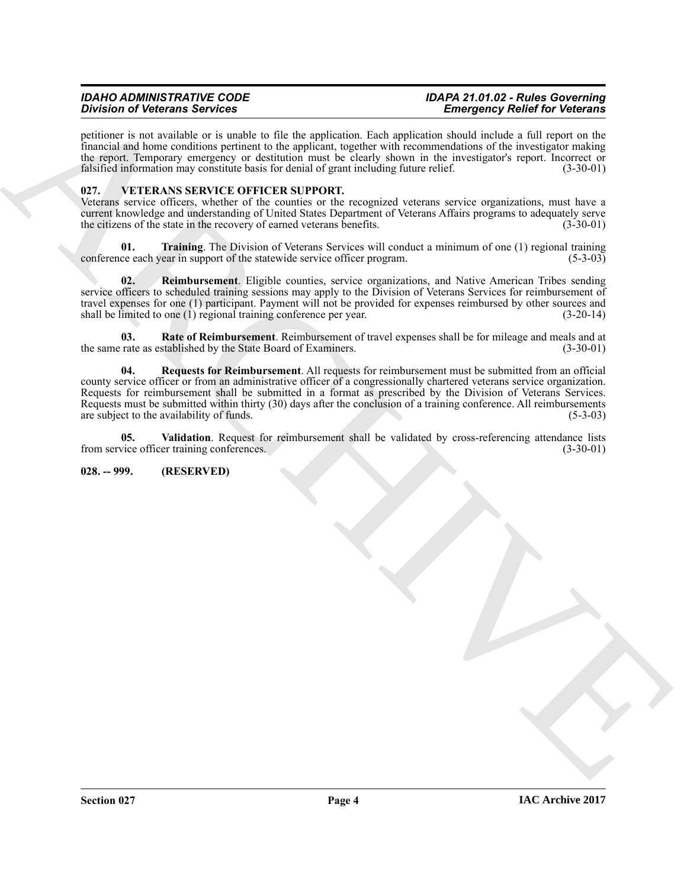petitioner is not available or is unable to file the application. Each application should include a full report on the financial and home conditions pertinent to the applicant, together with recommendations of the investigator making the report. Temporary emergency or destitution must be clearly shown in the investigator's report. Incorrect or falsified information may constitute basis for denial of grant including future relief. (3-30-01)

## 027. VETERANS SERVICE OFFICER SUPPORT.

Veterans service officers, whether of the counties or the recognized veterans service organizations, must have a current knowledge and understanding of United States Department of Veterans Affairs programs to adequately serve the citizens of the state in the recovery of earned veterans benefits. (3-30-01)

**01. Training**. The Division of Veterans Services will conduct a minimum of one (1) regional training conference each year in support of the statewide service officer program. (5-3-03)

**02. Reimbursement**. Eligible counties, service organizations, and Native American Tribes sending service officers to scheduled training sessions may apply to the Division of Veterans Services for reimbursement of travel expenses for one (1) participant. Payment will not be provided for expenses reimbursed by other sources and shall be limited to one (1) regional training conference per year. (3-20-14)

**03. Rate of Reimbursement**. Reimbursement of travel expenses shall be for mileage and meals and at the same rate as established by the State Board of Examiners. (3-30-01)

**04. Requests for Reimbursement**. All requests for reimbursement must be submitted from an official county service officer or from an administrative officer of a congressionally chartered veterans service organization. Requests for reimbursement shall be submitted in a format as prescribed by the Division of Veterans Services. Requests must be submitted within thirty (30) days after the conclusion of a training conference. All reimbursements are subject to the availability of funds. (5-3-03)

**05. Validation**. Request for reimbursement shall be validated by cross-referencing attendance lists from service officer training conferences. (3-30-01)

## 028. -- 999. (RESERVED)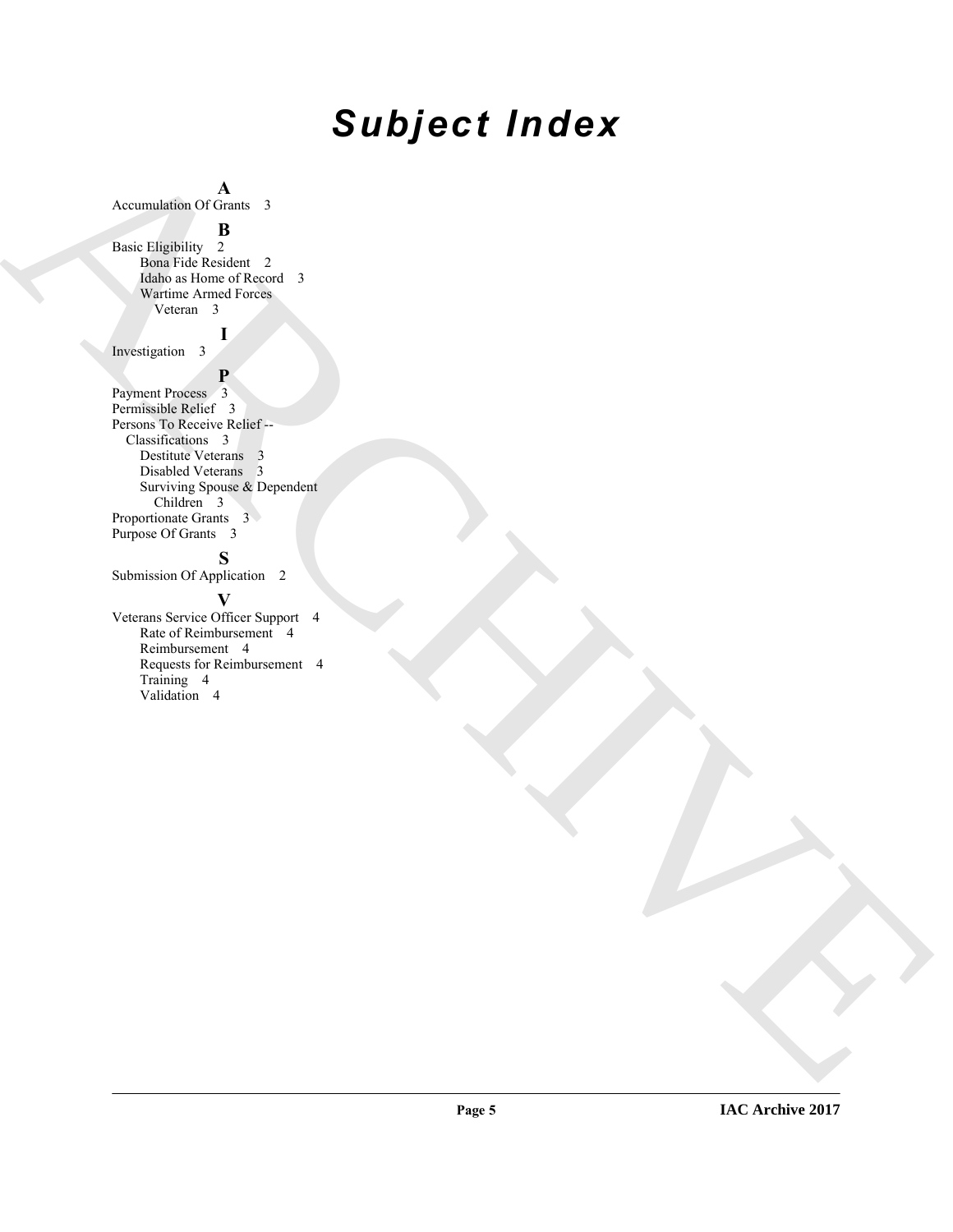# *Subject Index*

**A**

Accumulation Of Grants 3

**B**

Basic Eligibility 2
- Bona Fide Resident 2
- Idaho as Home of Record 3
- Wartime Armed Forces Veteran 3

**I**

Investigation 3

**P**

Payment Process 3
Permissible Relief 3
Persons To Receive Relief -- Classifications 3
- Destitute Veterans 3
- Disabled Veterans 3
- Surviving Spouse & Dependent Children 3

Proportionate Grants 3
Purpose Of Grants 3

**S**

Submission Of Application 2

**V**

Veterans Service Officer Support 4
- Rate of Reimbursement 4
- Reimbursement 4
- Requests for Reimbursement 4
- Training 4
- Validation 4